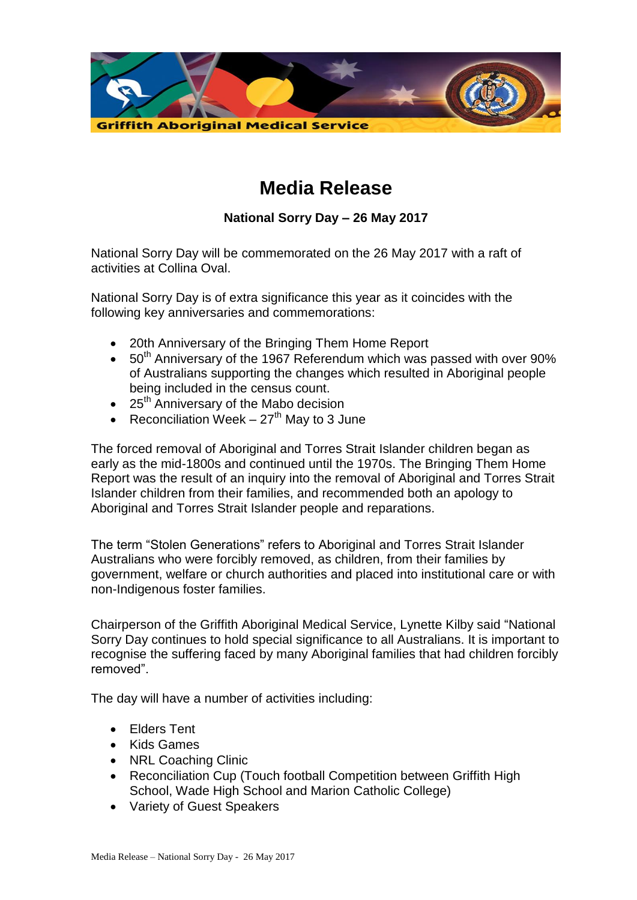Griffith Aboriginal Medical Service

# Media Release

**National Sorry Day – 26 May 2017**

National Sorry Day will be commemorated on the 26 May 2017 with a raft of activities at Collina Oval.

National Sorry Day is of extra significance this year as it coincides with the following key anniversaries and commemorations:

- 20th Anniversary of the Bringing Them Home Report
- 50th Anniversary of the 1967 Referendum which was passed with over 90% of Australians supporting the changes which resulted in Aboriginal people being included in the census count.
- 25th Anniversary of the Mabo decision
- Reconciliation Week – 27th May to 3 June

The forced removal of Aboriginal and Torres Strait Islander children began as early as the mid-1800s and continued until the 1970s. The Bringing Them Home Report was the result of an inquiry into the removal of Aboriginal and Torres Strait Islander children from their families, and recommended both an apology to Aboriginal and Torres Strait Islander people and reparations.

The term "Stolen Generations" refers to Aboriginal and Torres Strait Islander Australians who were forcibly removed, as children, from their families by government, welfare or church authorities and placed into institutional care or with non-Indigenous foster families.

Chairperson of the Griffith Aboriginal Medical Service, Lynette Kilby said "National Sorry Day continues to hold special significance to all Australians. It is important to recognise the suffering faced by many Aboriginal families that had children forcibly removed".

The day will have a number of activities including:

- Elders Tent
- Kids Games
- NRL Coaching Clinic
- Reconciliation Cup (Touch football Competition between Griffith High School, Wade High School and Marion Catholic College)
- Variety of Guest Speakers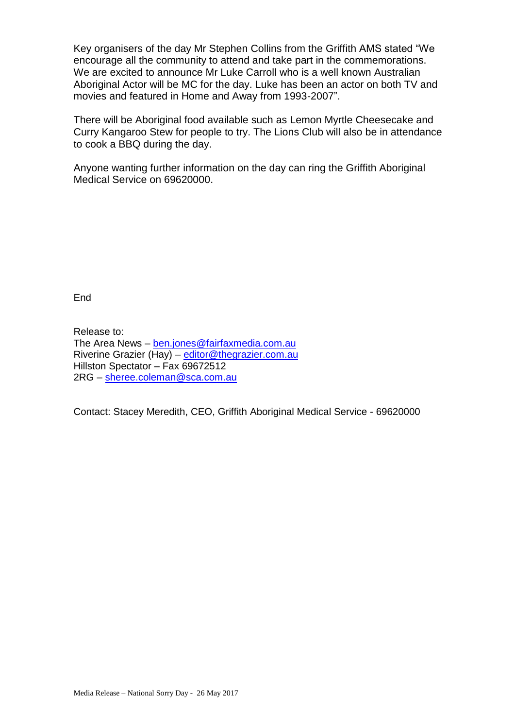Key organisers of the day Mr Stephen Collins from the Griffith AMS stated "We encourage all the community to attend and take part in the commemorations. We are excited to announce Mr Luke Carroll who is a well known Australian Aboriginal Actor will be MC for the day. Luke has been an actor on both TV and movies and featured in Home and Away from 1993-2007".

There will be Aboriginal food available such as Lemon Myrtle Cheesecake and Curry Kangaroo Stew for people to try. The Lions Club will also be in attendance to cook a BBQ during the day.

Anyone wanting further information on the day can ring the Griffith Aboriginal Medical Service on 69620000.

End

Release to:
The Area News – ben.jones@fairfaxmedia.com.au
Riverine Grazier (Hay) – editor@thegrazier.com.au
Hillston Spectator – Fax 69672512
2RG – sheree.coleman@sca.com.au

Contact: Stacey Meredith, CEO, Griffith Aboriginal Medical Service - 69620000